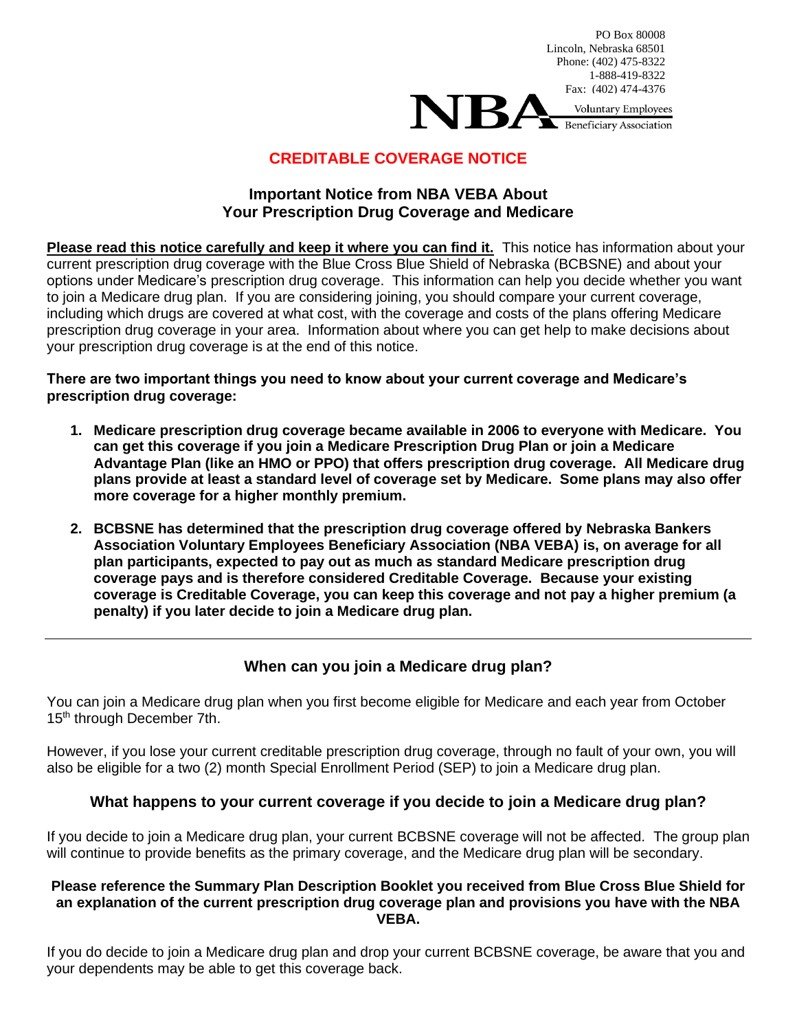PO Box 80008
Lincoln, Nebraska 68501
Phone: (402) 475-8322
1-888-419-8322
Fax: (402) 474-4376

NBA Voluntary Employees Beneficiary Association

# CREDITABLE COVERAGE NOTICE

## Important Notice from NBA VEBA About Your Prescription Drug Coverage and Medicare

**Please read this notice carefully and keep it where you can find it.** This notice has information about your current prescription drug coverage with the Blue Cross Blue Shield of Nebraska (BCBSNE) and about your options under Medicare's prescription drug coverage. This information can help you decide whether you want to join a Medicare drug plan. If you are considering joining, you should compare your current coverage, including which drugs are covered at what cost, with the coverage and costs of the plans offering Medicare prescription drug coverage in your area. Information about where you can get help to make decisions about your prescription drug coverage is at the end of this notice.

**There are two important things you need to know about your current coverage and Medicare's prescription drug coverage:**

1. **Medicare prescription drug coverage became available in 2006 to everyone with Medicare. You can get this coverage if you join a Medicare Prescription Drug Plan or join a Medicare Advantage Plan (like an HMO or PPO) that offers prescription drug coverage. All Medicare drug plans provide at least a standard level of coverage set by Medicare. Some plans may also offer more coverage for a higher monthly premium.**
2. **BCBSNE has determined that the prescription drug coverage offered by Nebraska Bankers Association Voluntary Employees Beneficiary Association (NBA VEBA) is, on average for all plan participants, expected to pay out as much as standard Medicare prescription drug coverage pays and is therefore considered Creditable Coverage. Because your existing coverage is Creditable Coverage, you can keep this coverage and not pay a higher premium (a penalty) if you later decide to join a Medicare drug plan.**

---

### When can you join a Medicare drug plan?

You can join a Medicare drug plan when you first become eligible for Medicare and each year from October 15th through December 7th.

However, if you lose your current creditable prescription drug coverage, through no fault of your own, you will also be eligible for a two (2) month Special Enrollment Period (SEP) to join a Medicare drug plan.

### What happens to your current coverage if you decide to join a Medicare drug plan?

If you decide to join a Medicare drug plan, your current BCBSNE coverage will not be affected. The group plan will continue to provide benefits as the primary coverage, and the Medicare drug plan will be secondary.

**Please reference the Summary Plan Description Booklet you received from Blue Cross Blue Shield for an explanation of the current prescription drug coverage plan and provisions you have with the NBA VEBA.**

If you do decide to join a Medicare drug plan and drop your current BCBSNE coverage, be aware that you and your dependents may be able to get this coverage back.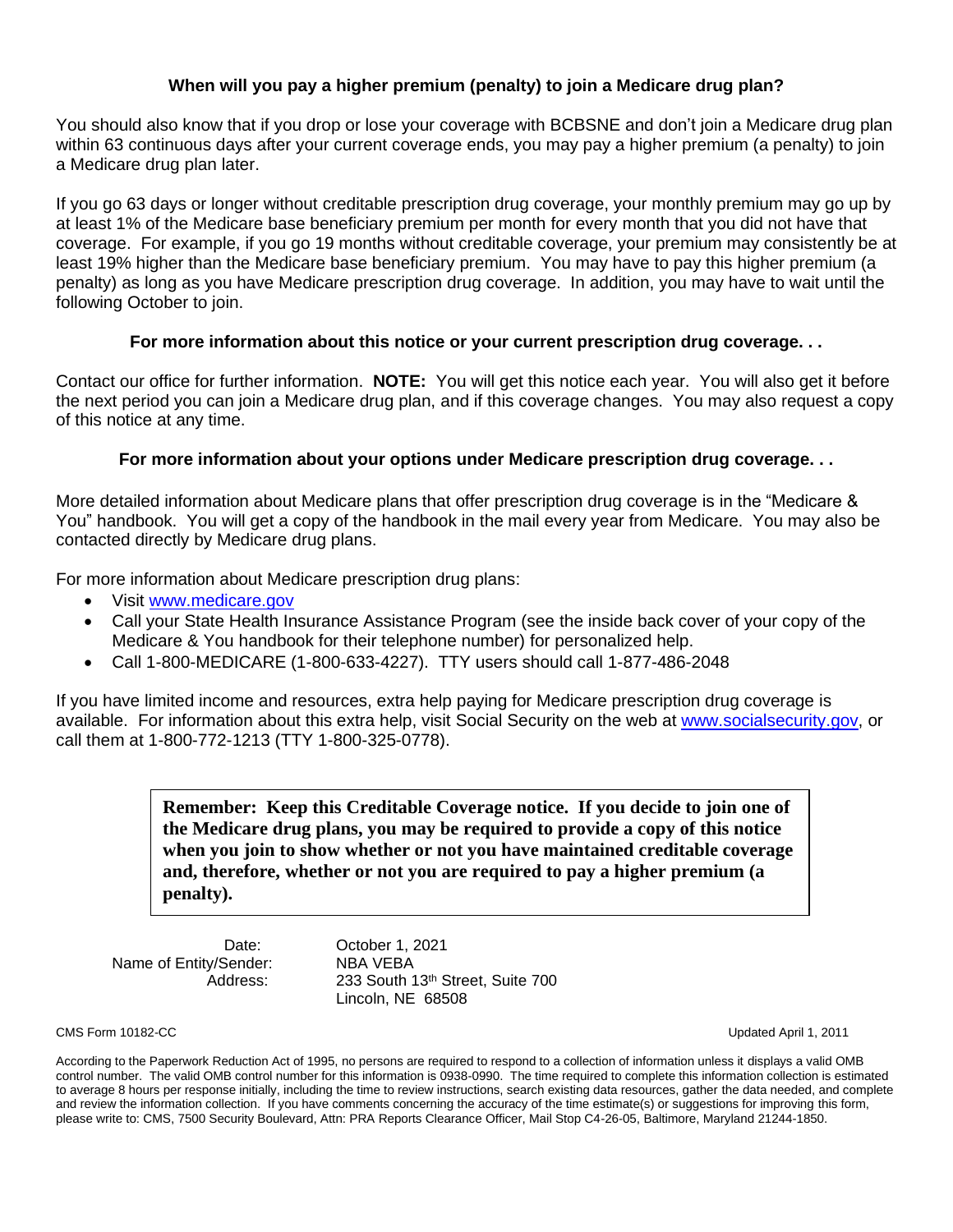### When will you pay a higher premium (penalty) to join a Medicare drug plan?

You should also know that if you drop or lose your coverage with BCBSNE and don't join a Medicare drug plan within 63 continuous days after your current coverage ends, you may pay a higher premium (a penalty) to join a Medicare drug plan later.

If you go 63 days or longer without creditable prescription drug coverage, your monthly premium may go up by at least 1% of the Medicare base beneficiary premium per month for every month that you did not have that coverage. For example, if you go 19 months without creditable coverage, your premium may consistently be at least 19% higher than the Medicare base beneficiary premium. You may have to pay this higher premium (a penalty) as long as you have Medicare prescription drug coverage. In addition, you may have to wait until the following October to join.

### For more information about this notice or your current prescription drug coverage. . .

Contact our office for further information. **NOTE:** You will get this notice each year. You will also get it before the next period you can join a Medicare drug plan, and if this coverage changes. You may also request a copy of this notice at any time.

### For more information about your options under Medicare prescription drug coverage. . .

More detailed information about Medicare plans that offer prescription drug coverage is in the "Medicare & You" handbook. You will get a copy of the handbook in the mail every year from Medicare. You may also be contacted directly by Medicare drug plans.

For more information about Medicare prescription drug plans:

- Visit www.medicare.gov
- Call your State Health Insurance Assistance Program (see the inside back cover of your copy of the Medicare & You handbook for their telephone number) for personalized help.
- Call 1-800-MEDICARE (1-800-633-4227). TTY users should call 1-877-486-2048

If you have limited income and resources, extra help paying for Medicare prescription drug coverage is available. For information about this extra help, visit Social Security on the web at www.socialsecurity.gov, or call them at 1-800-772-1213 (TTY 1-800-325-0778).

**Remember: Keep this Creditable Coverage notice. If you decide to join one of the Medicare drug plans, you may be required to provide a copy of this notice when you join to show whether or not you have maintained creditable coverage and, therefore, whether or not you are required to pay a higher premium (a penalty).**

| | |
|---|---|
| Date: | October 1, 2021 |
| Name of Entity/Sender: | NBA VEBA |
| Address: | 233 South 13th Street, Suite 700<br>Lincoln, NE 68508 |

CMS Form 10182-CC Updated April 1, 2011

According to the Paperwork Reduction Act of 1995, no persons are required to respond to a collection of information unless it displays a valid OMB control number. The valid OMB control number for this information is 0938-0990. The time required to complete this information collection is estimated to average 8 hours per response initially, including the time to review instructions, search existing data resources, gather the data needed, and complete and review the information collection. If you have comments concerning the accuracy of the time estimate(s) or suggestions for improving this form, please write to: CMS, 7500 Security Boulevard, Attn: PRA Reports Clearance Officer, Mail Stop C4-26-05, Baltimore, Maryland 21244-1850.